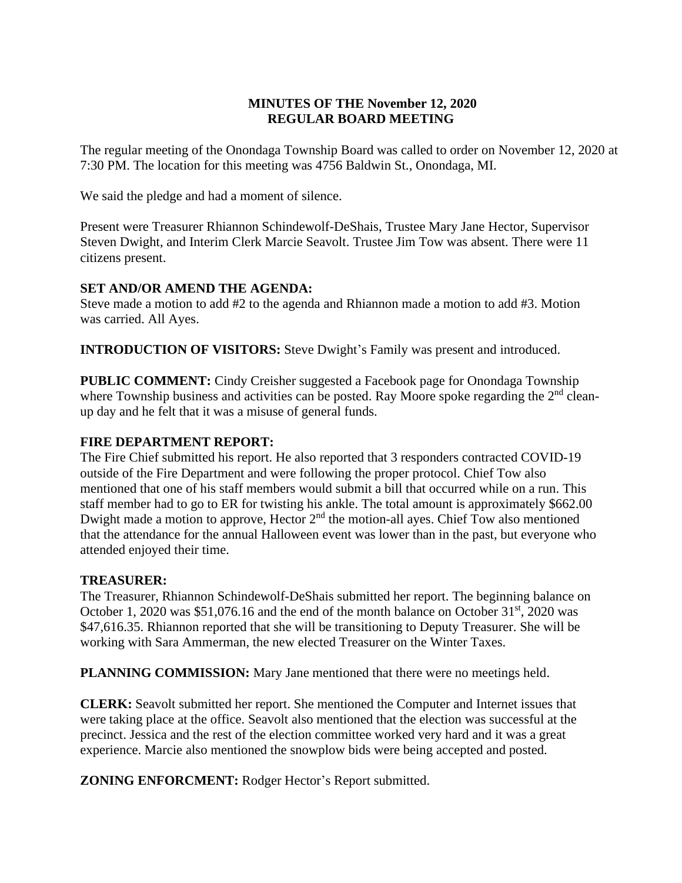# MINUTES OF THE November 12, 2020 REGULAR BOARD MEETING

The regular meeting of the Onondaga Township Board was called to order on November 12, 2020 at 7:30 PM. The location for this meeting was 4756 Baldwin St., Onondaga, MI.

We said the pledge and had a moment of silence.

Present were Treasurer Rhiannon Schindewolf-DeShais, Trustee Mary Jane Hector, Supervisor Steven Dwight, and Interim Clerk Marcie Seavolt. Trustee Jim Tow was absent. There were 11 citizens present.

**SET AND/OR AMEND THE AGENDA:**
Steve made a motion to add #2 to the agenda and Rhiannon made a motion to add #3. Motion was carried. All Ayes.

**INTRODUCTION OF VISITORS:** Steve Dwight's Family was present and introduced.

**PUBLIC COMMENT:** Cindy Creisher suggested a Facebook page for Onondaga Township where Township business and activities can be posted. Ray Moore spoke regarding the 2nd clean-up day and he felt that it was a misuse of general funds.

**FIRE DEPARTMENT REPORT:**
The Fire Chief submitted his report. He also reported that 3 responders contracted COVID-19 outside of the Fire Department and were following the proper protocol. Chief Tow also mentioned that one of his staff members would submit a bill that occurred while on a run. This staff member had to go to ER for twisting his ankle. The total amount is approximately $662.00 Dwight made a motion to approve, Hector 2nd the motion-all ayes. Chief Tow also mentioned that the attendance for the annual Halloween event was lower than in the past, but everyone who attended enjoyed their time.

**TREASURER:**
The Treasurer, Rhiannon Schindewolf-DeShais submitted her report. The beginning balance on October 1, 2020 was $51,076.16 and the end of the month balance on October 31st, 2020 was $47,616.35. Rhiannon reported that she will be transitioning to Deputy Treasurer. She will be working with Sara Ammerman, the new elected Treasurer on the Winter Taxes.

**PLANNING COMMISSION:** Mary Jane mentioned that there were no meetings held.

**CLERK:** Seavolt submitted her report. She mentioned the Computer and Internet issues that were taking place at the office. Seavolt also mentioned that the election was successful at the precinct. Jessica and the rest of the election committee worked very hard and it was a great experience. Marcie also mentioned the snowplow bids were being accepted and posted.

**ZONING ENFORCMENT:** Rodger Hector's Report submitted.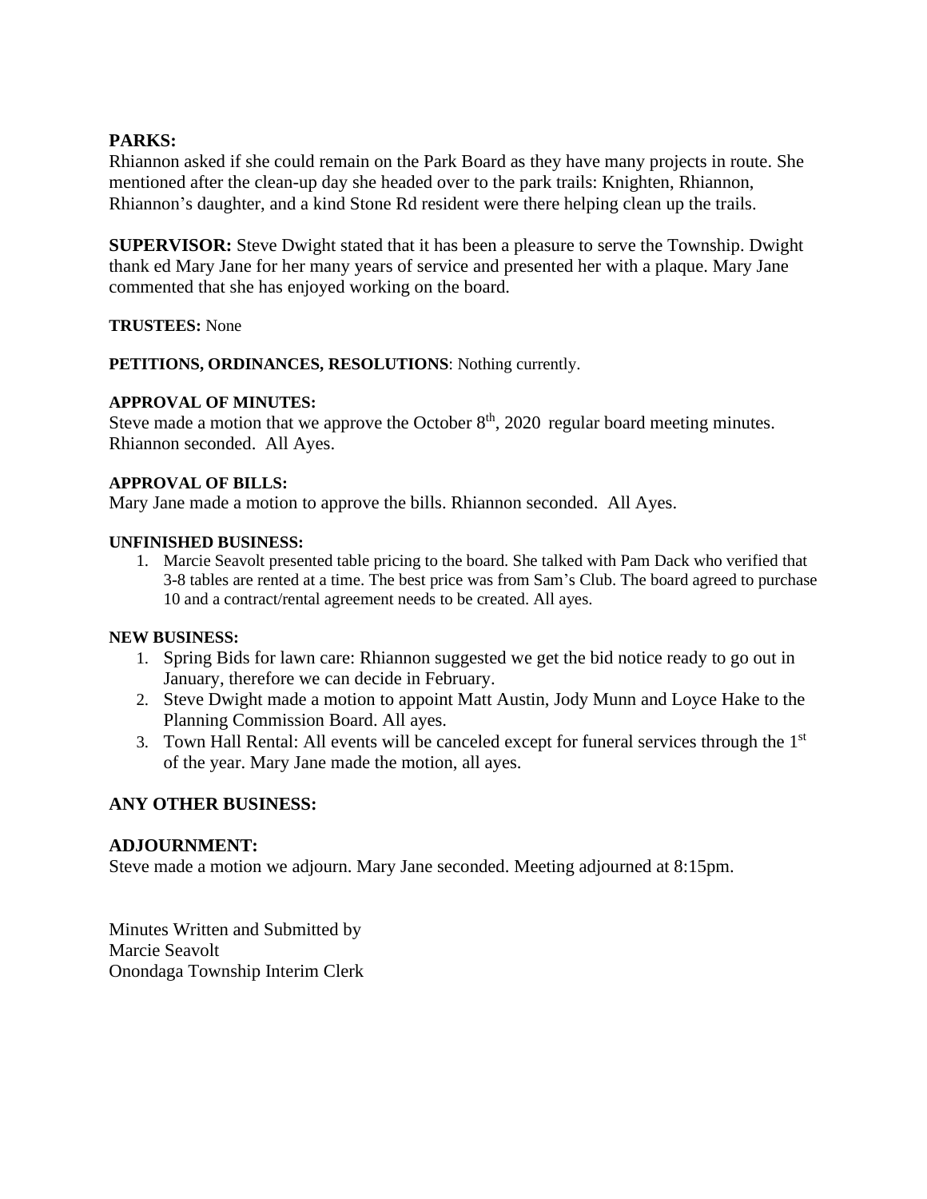**PARKS:**
Rhiannon asked if she could remain on the Park Board as they have many projects in route. She mentioned after the clean-up day she headed over to the park trails: Knighten, Rhiannon, Rhiannon's daughter, and a kind Stone Rd resident were there helping clean up the trails.

**SUPERVISOR:** Steve Dwight stated that it has been a pleasure to serve the Township. Dwight thank ed Mary Jane for her many years of service and presented her with a plaque. Mary Jane commented that she has enjoyed working on the board.

**TRUSTEES:** None

**PETITIONS, ORDINANCES, RESOLUTIONS**: Nothing currently.

**APPROVAL OF MINUTES:**
Steve made a motion that we approve the October 8th, 2020 regular board meeting minutes. Rhiannon seconded. All Ayes.

**APPROVAL OF BILLS:**
Mary Jane made a motion to approve the bills. Rhiannon seconded. All Ayes.

**UNFINISHED BUSINESS:**

1. Marcie Seavolt presented table pricing to the board. She talked with Pam Dack who verified that 3-8 tables are rented at a time. The best price was from Sam's Club. The board agreed to purchase 10 and a contract/rental agreement needs to be created. All ayes.

**NEW BUSINESS:**

1. Spring Bids for lawn care: Rhiannon suggested we get the bid notice ready to go out in January, therefore we can decide in February.
2. Steve Dwight made a motion to appoint Matt Austin, Jody Munn and Loyce Hake to the Planning Commission Board. All ayes.
3. Town Hall Rental: All events will be canceled except for funeral services through the 1st of the year. Mary Jane made the motion, all ayes.

**ANY OTHER BUSINESS:**

**ADJOURNMENT:**
Steve made a motion we adjourn. Mary Jane seconded. Meeting adjourned at 8:15pm.

Minutes Written and Submitted by
Marcie Seavolt
Onondaga Township Interim Clerk